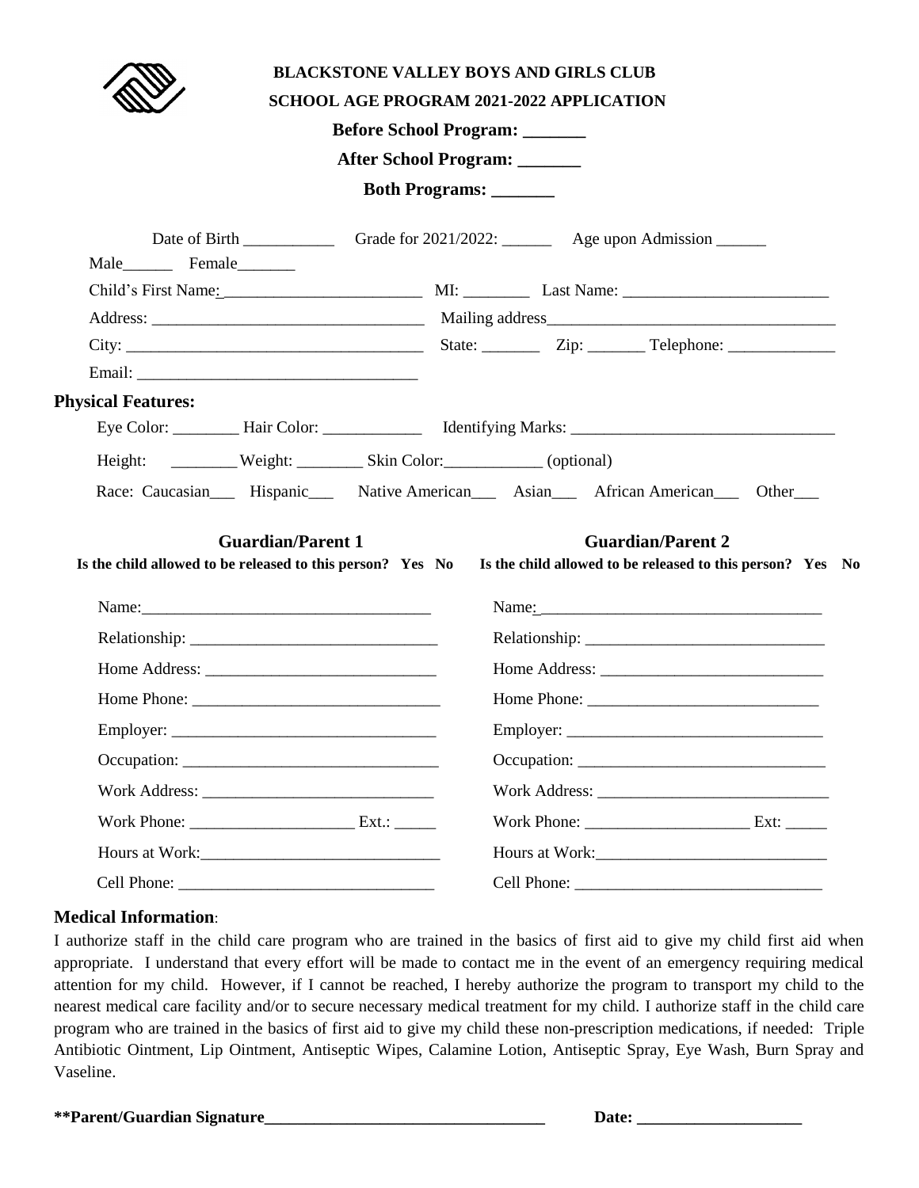**BLACKSTONE VALLEY BOYS AND GIRLS CLUB**

**SCHOOL AGE PROGRAM 2021-2022 APPLICATION**

**Before School Program: _______**

**After School Program: _______**

**Both Programs: _______**

Date of Birth ___________ Grade for 2021/2022: ______ Age upon Admission ______

Male______ Female_______

Child's First Name: ________________________ MI: ________ Last Name: _________________________

Address: _________________________________ Mailing address___________________________________

City: ____________________________________ State: _______ Zip: _______ Telephone: _____________

Email: __________________________________

**Physical Features:**

Eye Color: ________ Hair Color: ____________ Identifying Marks: ________________________________

Height: ________Weight: ________ Skin Color:____________ (optional)

Race: Caucasian___ Hispanic___ Native American___ Asian___ African American___ Other___

| **Guardian/Parent 1** | **Guardian/Parent 2** |
|---|---|
| **Is the child allowed to be released to this person? Yes No** | **Is the child allowed to be released to this person? Yes No** |
| Name:___________________________________ | Name:___________________________________ |
| Relationship: ______________________________ | Relationship: ______________________________ |
| Home Address: ____________________________ | Home Address: ____________________________ |
| Home Phone: ______________________________ | Home Phone: ______________________________ |
| Employer: ________________________________ | Employer: ________________________________ |
| Occupation: _______________________________ | Occupation: _______________________________ |
| Work Address: _____________________________ | Work Address: _____________________________ |
| Work Phone: ____________________ Ext.: _____ | Work Phone: ____________________ Ext: _____ |
| Hours at Work:_____________________________ | Hours at Work:_____________________________ |
| Cell Phone: _______________________________ | Cell Phone: _______________________________ |

**Medical Information**:

I authorize staff in the child care program who are trained in the basics of first aid to give my child first aid when appropriate. I understand that every effort will be made to contact me in the event of an emergency requiring medical attention for my child. However, if I cannot be reached, I hereby authorize the program to transport my child to the nearest medical care facility and/or to secure necessary medical treatment for my child. I authorize staff in the child care program who are trained in the basics of first aid to give my child these non-prescription medications, if needed: Triple Antibiotic Ointment, Lip Ointment, Antiseptic Wipes, Calamine Lotion, Antiseptic Spray, Eye Wash, Burn Spray and Vaseline.

**\*\*Parent/Guardian Signature___________________________________ Date: ____________________**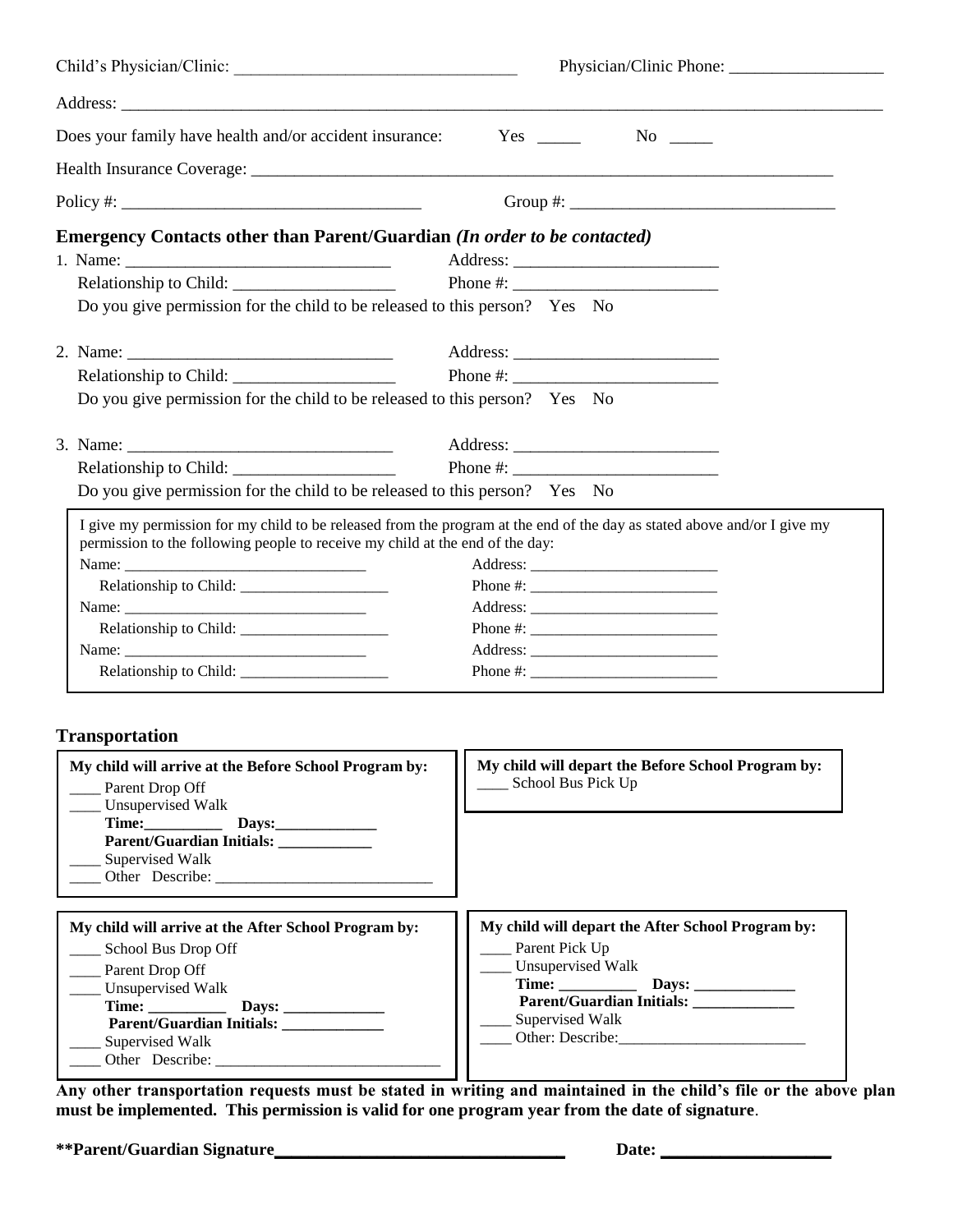Child's Physician/Clinic: ________________________________ Physician/Clinic Phone: __________________

Address: ____________________________________________________________________________________

Does your family have health and/or accident insurance: Yes _____ No _____

Health Insurance Coverage: _________________________________________________________________

Policy #: __________________________________ Group #: ______________________________

### Emergency Contacts other than Parent/Guardian *(In order to be contacted)*

1. Name: _______________________________ Address: ________________________
   Relationship to Child: ___________________ Phone #: ________________________
   Do you give permission for the child to be released to this person? Yes No

2. Name: _______________________________ Address: ________________________
   Relationship to Child: ___________________ Phone #: ________________________
   Do you give permission for the child to be released to this person? Yes No

3. Name: _______________________________ Address: ________________________
   Relationship to Child: ___________________ Phone #: ________________________
   Do you give permission for the child to be released to this person? Yes No

I give my permission for my child to be released from the program at the end of the day as stated above and/or I give my permission to the following people to receive my child at the end of the day:

Name: _______________________________ Address: ________________________
Relationship to Child: ___________________ Phone #: ________________________
Name: _______________________________ Address: ________________________
Relationship to Child: ___________________ Phone #: ________________________
Name: _______________________________ Address: ________________________
Relationship to Child: ___________________ Phone #: ________________________

### Transportation

**My child will arrive at the Before School Program by:**

____ Parent Drop Off
____ Unsupervised Walk
**Time:__________ Days:_____________**
**Parent/Guardian Initials: ____________**
____ Supervised Walk
____ Other Describe: ___________________________

**My child will depart the Before School Program by:**

____ School Bus Pick Up

**My child will arrive at the After School Program by:**

____ School Bus Drop Off
____ Parent Drop Off
____ Unsupervised Walk
**Time: __________ Days: _____________**
**Parent/Guardian Initials: _____________**
____ Supervised Walk
____ Other Describe: ____________________________

**My child will depart the After School Program by:**

____ Parent Pick Up
____ Unsupervised Walk
**Time: __________ Days: _____________**
**Parent/Guardian Initials: _____________**
____ Supervised Walk
____ Other: Describe:________________________

**Any other transportation requests must be stated in writing and maintained in the child's file or the above plan must be implemented. This permission is valid for one program year from the date of signature**.

**\*\*Parent/Guardian Signature________________________________ Date: ___________________**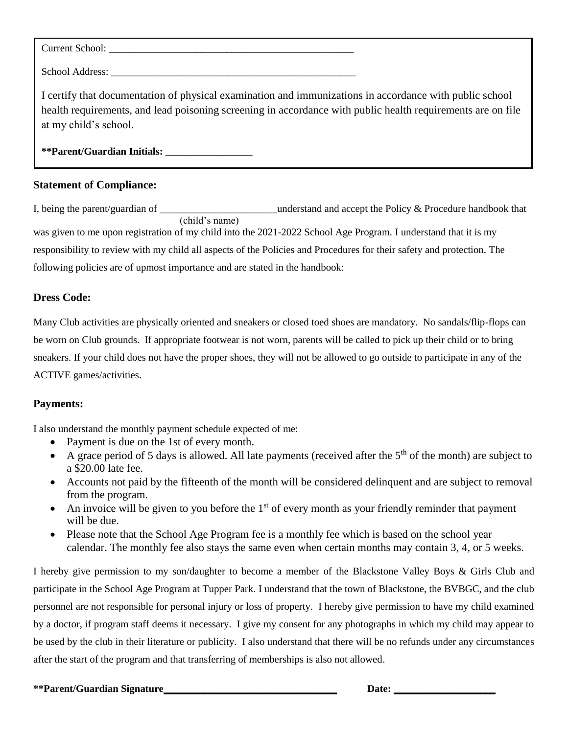Current School: ___________________________________________________

School Address: ___________________________________________________

I certify that documentation of physical examination and immunizations in accordance with public school health requirements, and lead poisoning screening in accordance with public health requirements are on file at my child's school.

**\*\*Parent/Guardian Initials: _________________**

### Statement of Compliance:

I, being the parent/guardian of ________________________ (child's name) understand and accept the Policy & Procedure handbook that was given to me upon registration of my child into the 2021-2022 School Age Program. I understand that it is my responsibility to review with my child all aspects of the Policies and Procedures for their safety and protection. The following policies are of upmost importance and are stated in the handbook:

### Dress Code:

Many Club activities are physically oriented and sneakers or closed toed shoes are mandatory. No sandals/flip-flops can be worn on Club grounds. If appropriate footwear is not worn, parents will be called to pick up their child or to bring sneakers. If your child does not have the proper shoes, they will not be allowed to go outside to participate in any of the ACTIVE games/activities.

### Payments:

I also understand the monthly payment schedule expected of me:

- Payment is due on the 1st of every month.
- A grace period of 5 days is allowed. All late payments (received after the 5th of the month) are subject to a $20.00 late fee.
- Accounts not paid by the fifteenth of the month will be considered delinquent and are subject to removal from the program.
- An invoice will be given to you before the 1st of every month as your friendly reminder that payment will be due.
- Please note that the School Age Program fee is a monthly fee which is based on the school year calendar. The monthly fee also stays the same even when certain months may contain 3, 4, or 5 weeks.

I hereby give permission to my son/daughter to become a member of the Blackstone Valley Boys & Girls Club and participate in the School Age Program at Tupper Park. I understand that the town of Blackstone, the BVBGC, and the club personnel are not responsible for personal injury or loss of property. I hereby give permission to have my child examined by a doctor, if program staff deems it necessary. I give my consent for any photographs in which my child may appear to be used by the club in their literature or publicity. I also understand that there will be no refunds under any circumstances after the start of the program and that transferring of memberships is also not allowed.

**\*\*Parent/Guardian Signature__________________________________ Date: ___________________**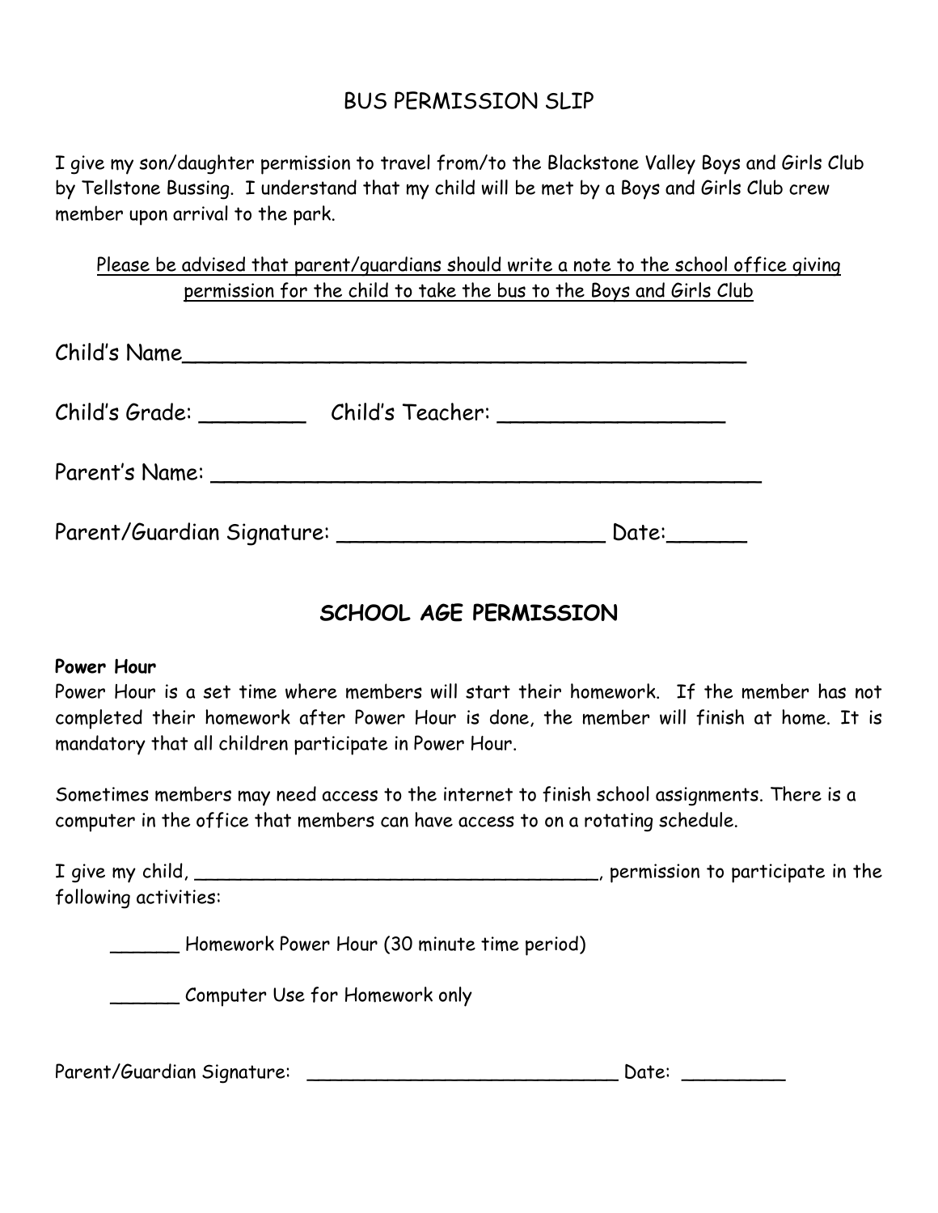# BUS PERMISSION SLIP

I give my son/daughter permission to travel from/to the Blackstone Valley Boys and Girls Club by Tellstone Bussing. I understand that my child will be met by a Boys and Girls Club crew member upon arrival to the park.

<u>Please be advised that parent/guardians should write a note to the school office giving permission for the child to take the bus to the Boys and Girls Club</u>

Child's Name____________________________________________

Child's Grade: ________ Child's Teacher: _________________

Parent's Name: __________________________________________

Parent/Guardian Signature: ____________________ Date:______

## SCHOOL AGE PERMISSION

**Power Hour**

Power Hour is a set time where members will start their homework. If the member has not completed their homework after Power Hour is done, the member will finish at home. It is mandatory that all children participate in Power Hour.

Sometimes members may need access to the internet to finish school assignments. There is a computer in the office that members can have access to on a rotating schedule.

I give my child, ___________________________________, permission to participate in the following activities:

______ Homework Power Hour (30 minute time period)

______ Computer Use for Homework only

Parent/Guardian Signature: ____________________________ Date: _________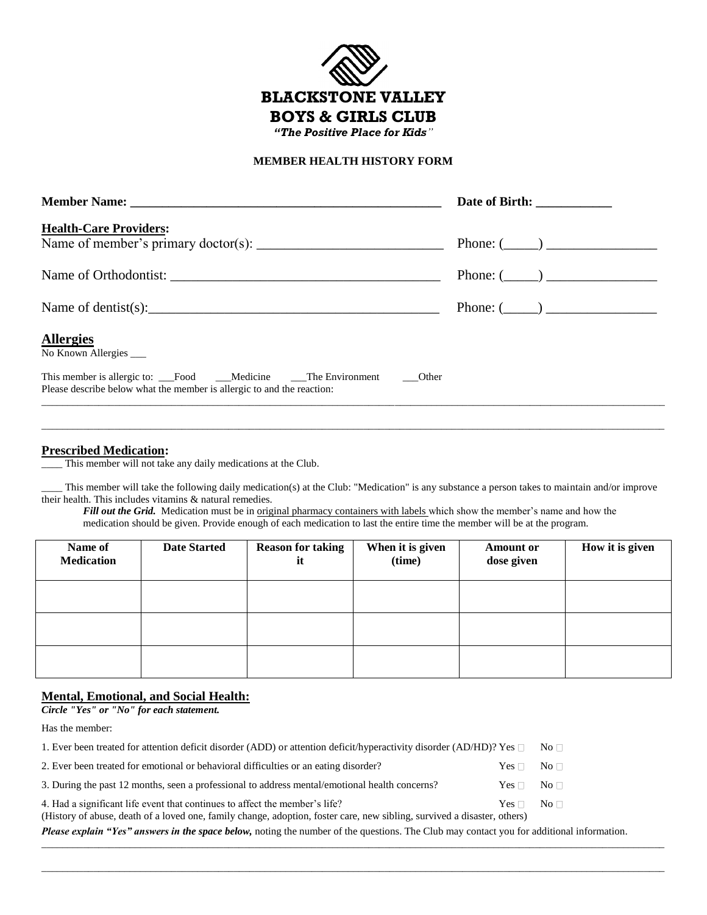# BLACKSTONE VALLEY BOYS & GIRLS CLUB

*"The Positive Place for Kids"*

**MEMBER HEALTH HISTORY FORM**

**Member Name: _______________________________________________** **Date of Birth: ___________**

**Health-Care Providers:**

Name of member's primary doctor(s): ___________________________ Phone: (_____) _______________

Name of Orthodontist: ______________________________________ Phone: (_____) _______________

Name of dentist(s):_________________________________________ Phone: (_____) _______________

## Allergies

No Known Allergies ___

This member is allergic to: ___Food ___Medicine ___The Environment ___Other

Please describe below what the member is allergic to and the reaction:

_____________________________________________________________________________________________

_____________________________________________________________________________________________

**Prescribed Medication:**

____ This member will not take any daily medications at the Club.

____ This member will take the following daily medication(s) at the Club: "Medication" is any substance a person takes to maintain and/or improve their health. This includes vitamins & natural remedies.

***Fill out the Grid.*** Medication must be in original pharmacy containers with labels which show the member's name and how the medication should be given. Provide enough of each medication to last the entire time the member will be at the program.

| Name of Medication | Date Started | Reason for taking it | When it is given (time) | Amount or dose given | How it is given |
|---|---|---|---|---|---|
| | | | | | |
| | | | | | |
| | | | | | |

**Mental, Emotional, and Social Health:**

***Circle "Yes" or "No" for each statement.***

Has the member:

1. Ever been treated for attention deficit disorder (ADD) or attention deficit/hyperactivity disorder (AD/HD)? Yes ☐ No ☐
2. Ever been treated for emotional or behavioral difficulties or an eating disorder? Yes ☐ No ☐
3. During the past 12 months, seen a professional to address mental/emotional health concerns? Yes ☐ No ☐
4. Had a significant life event that continues to affect the member's life? Yes ☐ No ☐

(History of abuse, death of a loved one, family change, adoption, foster care, new sibling, survived a disaster, others)

***Please explain "Yes" answers in the space below,*** noting the number of the questions. The Club may contact you for additional information.

_____________________________________________________________________________________________

_____________________________________________________________________________________________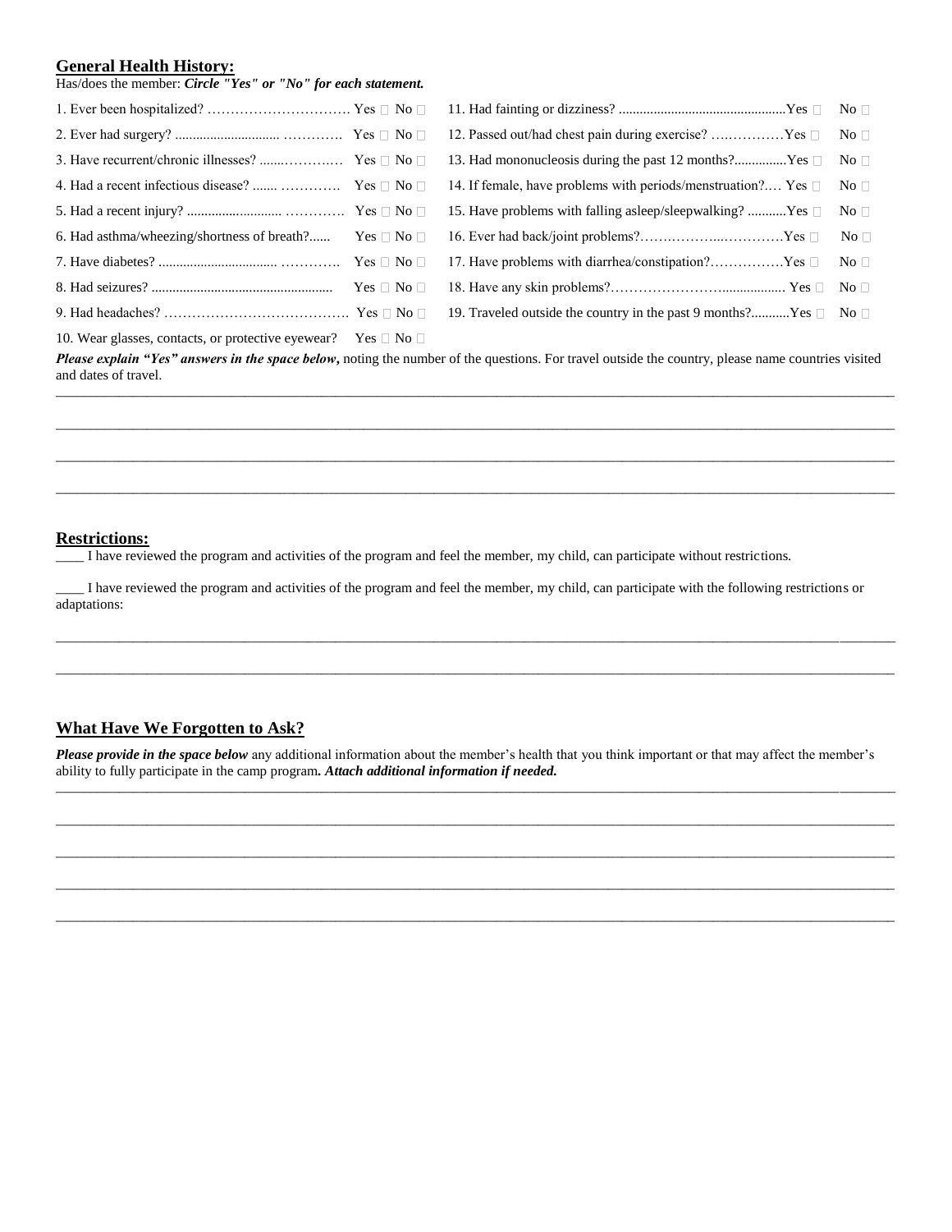## General Health History:

Has/does the member: ***Circle "Yes" or "No" for each statement.***

| | | | | | |
|---|---|---|---|---|---|
| 1. Ever been hospitalized? | Yes ☐ No ☐ | | 11. Had fainting or dizziness? | Yes ☐ | No ☐ |
| 2. Ever had surgery? | Yes ☐ No ☐ | | 12. Passed out/had chest pain during exercise? | Yes ☐ | No ☐ |
| 3. Have recurrent/chronic illnesses? | Yes ☐ No ☐ | | 13. Had mononucleosis during the past 12 months? | Yes ☐ | No ☐ |
| 4. Had a recent infectious disease? | Yes ☐ No ☐ | | 14. If female, have problems with periods/menstruation? | Yes ☐ | No ☐ |
| 5. Had a recent injury? | Yes ☐ No ☐ | | 15. Have problems with falling asleep/sleepwalking? | Yes ☐ | No ☐ |
| 6. Had asthma/wheezing/shortness of breath? | Yes ☐ No ☐ | | 16. Ever had back/joint problems? | Yes ☐ | No ☐ |
| 7. Have diabetes? | Yes ☐ No ☐ | | 17. Have problems with diarrhea/constipation? | Yes ☐ | No ☐ |
| 8. Had seizures? | Yes ☐ No ☐ | | 18. Have any skin problems? | Yes ☐ | No ☐ |
| 9. Had headaches? | Yes ☐ No ☐ | | 19. Traveled outside the country in the past 9 months? | Yes ☐ | No ☐ |
| 10. Wear glasses, contacts, or protective eyewear? | Yes ☐ No ☐ | | | | |

***Please explain "Yes" answers in the space below,*** noting the number of the questions. For travel outside the country, please name countries visited and dates of travel.

______________________________________________________________________________

______________________________________________________________________________

______________________________________________________________________________

______________________________________________________________________________

## Restrictions:

____ I have reviewed the program and activities of the program and feel the member, my child, can participate without restrictions.

____ I have reviewed the program and activities of the program and feel the member, my child, can participate with the following restrictions or adaptations:

______________________________________________________________________________

______________________________________________________________________________

## What Have We Forgotten to Ask?

***Please provide in the space below*** any additional information about the member's health that you think important or that may affect the member's ability to fully participate in the camp program***. Attach additional information if needed.***

______________________________________________________________________________

______________________________________________________________________________

______________________________________________________________________________

______________________________________________________________________________

______________________________________________________________________________